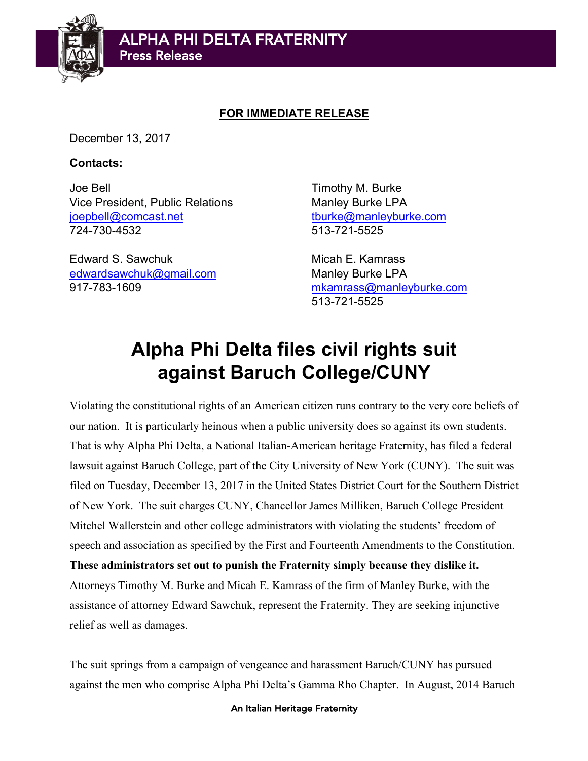**ALPHA PHI DELTA FRATERNITY**
**Press Release**

**FOR IMMEDIATE RELEASE**

December 13, 2017

**Contacts:**

Joe Bell
Vice President, Public Relations
joepbell@comcast.net
724-730-4532

Edward S. Sawchuk
edwardsawchuk@gmail.com
917-783-1609

Timothy M. Burke
Manley Burke LPA
tburke@manleyburke.com
513-721-5525

Micah E. Kamrass
Manley Burke LPA
mkamrass@manleyburke.com
513-721-5525

# Alpha Phi Delta files civil rights suit against Baruch College/CUNY

Violating the constitutional rights of an American citizen runs contrary to the very core beliefs of our nation. It is particularly heinous when a public university does so against its own students. That is why Alpha Phi Delta, a National Italian-American heritage Fraternity, has filed a federal lawsuit against Baruch College, part of the City University of New York (CUNY). The suit was filed on Tuesday, December 13, 2017 in the United States District Court for the Southern District of New York. The suit charges CUNY, Chancellor James Milliken, Baruch College President Mitchel Wallerstein and other college administrators with violating the students' freedom of speech and association as specified by the First and Fourteenth Amendments to the Constitution. **These administrators set out to punish the Fraternity simply because they dislike it.** Attorneys Timothy M. Burke and Micah E. Kamrass of the firm of Manley Burke, with the assistance of attorney Edward Sawchuk, represent the Fraternity. They are seeking injunctive relief as well as damages.

The suit springs from a campaign of vengeance and harassment Baruch/CUNY has pursued against the men who comprise Alpha Phi Delta's Gamma Rho Chapter. In August, 2014 Baruch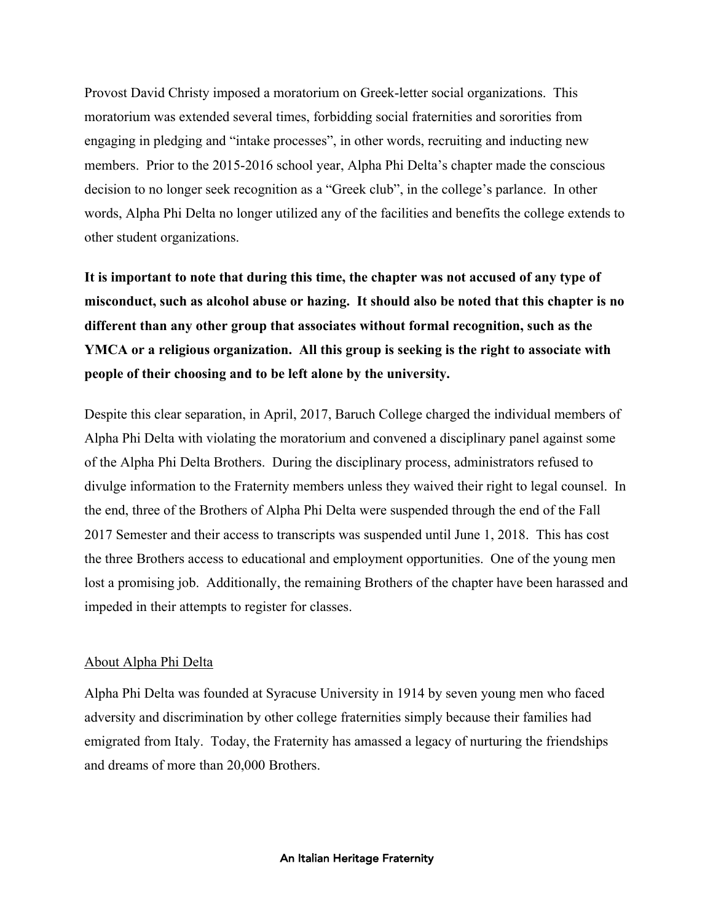Provost David Christy imposed a moratorium on Greek-letter social organizations. This moratorium was extended several times, forbidding social fraternities and sororities from engaging in pledging and "intake processes", in other words, recruiting and inducting new members. Prior to the 2015-2016 school year, Alpha Phi Delta's chapter made the conscious decision to no longer seek recognition as a "Greek club", in the college's parlance. In other words, Alpha Phi Delta no longer utilized any of the facilities and benefits the college extends to other student organizations.

**It is important to note that during this time, the chapter was not accused of any type of misconduct, such as alcohol abuse or hazing. It should also be noted that this chapter is no different than any other group that associates without formal recognition, such as the YMCA or a religious organization. All this group is seeking is the right to associate with people of their choosing and to be left alone by the university.**

Despite this clear separation, in April, 2017, Baruch College charged the individual members of Alpha Phi Delta with violating the moratorium and convened a disciplinary panel against some of the Alpha Phi Delta Brothers. During the disciplinary process, administrators refused to divulge information to the Fraternity members unless they waived their right to legal counsel. In the end, three of the Brothers of Alpha Phi Delta were suspended through the end of the Fall 2017 Semester and their access to transcripts was suspended until June 1, 2018. This has cost the three Brothers access to educational and employment opportunities. One of the young men lost a promising job. Additionally, the remaining Brothers of the chapter have been harassed and impeded in their attempts to register for classes.

## About Alpha Phi Delta

Alpha Phi Delta was founded at Syracuse University in 1914 by seven young men who faced adversity and discrimination by other college fraternities simply because their families had emigrated from Italy. Today, the Fraternity has amassed a legacy of nurturing the friendships and dreams of more than 20,000 Brothers.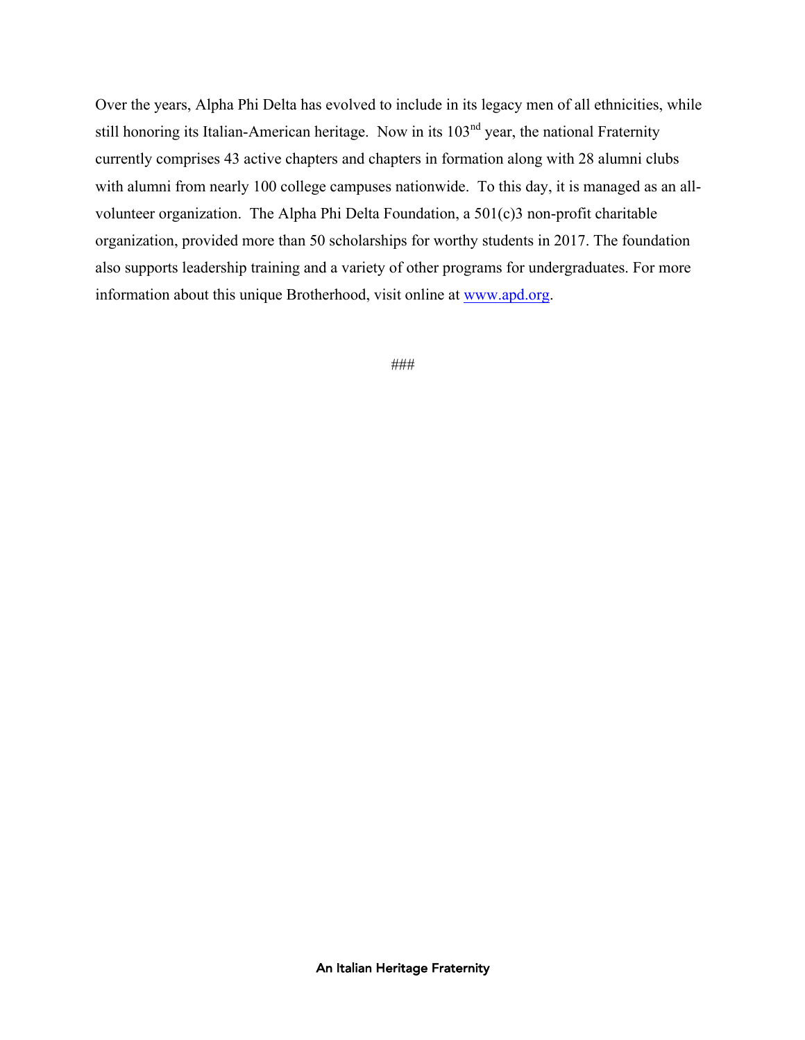Over the years, Alpha Phi Delta has evolved to include in its legacy men of all ethnicities, while still honoring its Italian-American heritage. Now in its 103rd year, the national Fraternity currently comprises 43 active chapters and chapters in formation along with 28 alumni clubs with alumni from nearly 100 college campuses nationwide. To this day, it is managed as an all-volunteer organization. The Alpha Phi Delta Foundation, a 501(c)3 non-profit charitable organization, provided more than 50 scholarships for worthy students in 2017. The foundation also supports leadership training and a variety of other programs for undergraduates. For more information about this unique Brotherhood, visit online at [www.apd.org](http://www.apd.org).

###

**An Italian Heritage Fraternity**